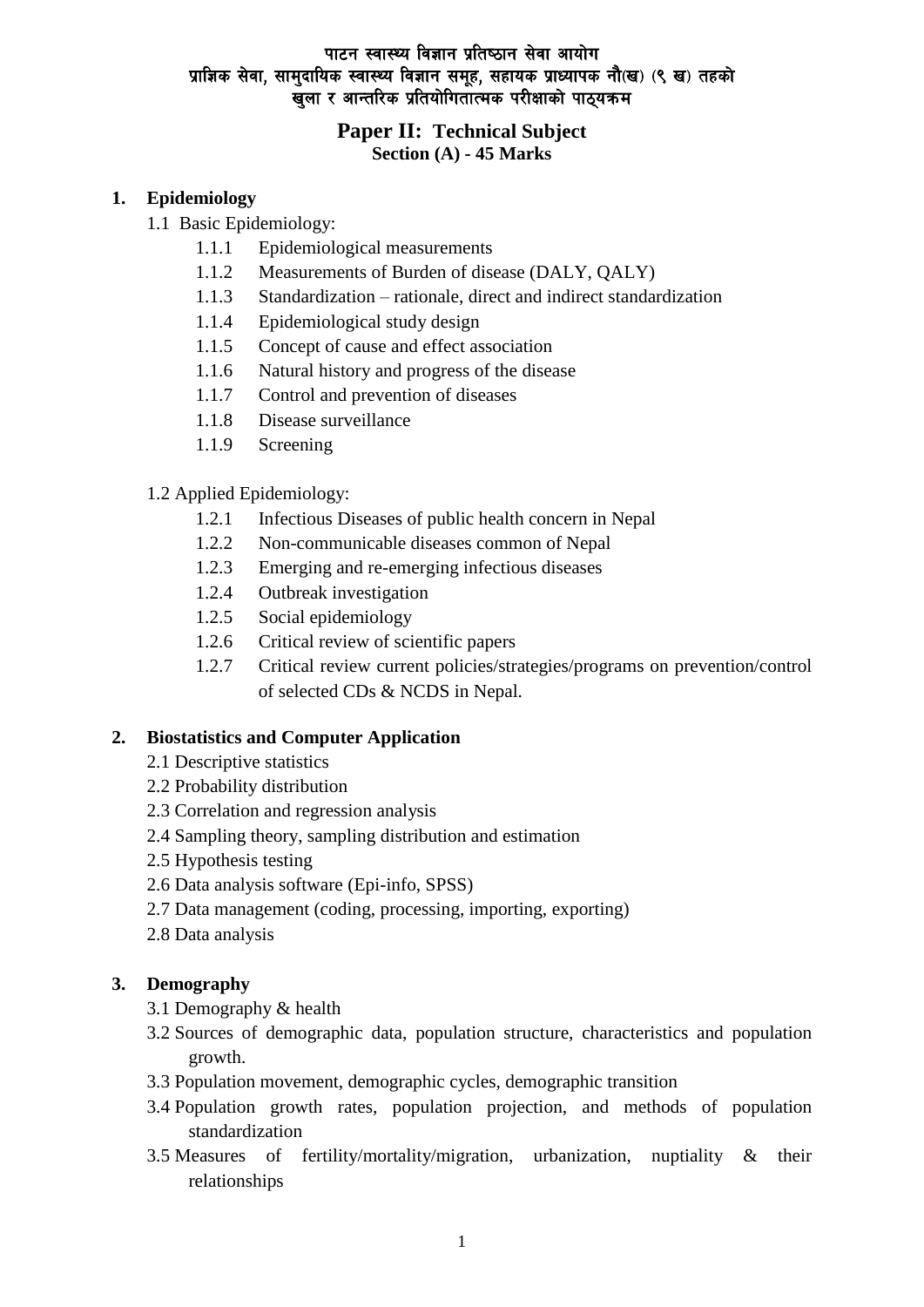पाटन स्वास्थ्य विज्ञान प्रतिष्ठान सेवा आयोग
प्राज्ञिक सेवा, सामुदायिक स्वास्थ्य विज्ञान समूह, सहायक प्राध्यापक नौ(ख) (९ ख) तहको
खुला र आन्तरिक प्रतियोगितात्मक परीक्षाको पाठ्यक्रम

# Paper II: Technical Subject

## Section (A) - 45 Marks

### 1. Epidemiology

1.1 Basic Epidemiology:

- 1.1.1 Epidemiological measurements
- 1.1.2 Measurements of Burden of disease (DALY, QALY)
- 1.1.3 Standardization – rationale, direct and indirect standardization
- 1.1.4 Epidemiological study design
- 1.1.5 Concept of cause and effect association
- 1.1.6 Natural history and progress of the disease
- 1.1.7 Control and prevention of diseases
- 1.1.8 Disease surveillance
- 1.1.9 Screening

1.2 Applied Epidemiology:

- 1.2.1 Infectious Diseases of public health concern in Nepal
- 1.2.2 Non-communicable diseases common of Nepal
- 1.2.3 Emerging and re-emerging infectious diseases
- 1.2.4 Outbreak investigation
- 1.2.5 Social epidemiology
- 1.2.6 Critical review of scientific papers
- 1.2.7 Critical review current policies/strategies/programs on prevention/control of selected CDs & NCDS in Nepal.

### 2. Biostatistics and Computer Application

- 2.1 Descriptive statistics
- 2.2 Probability distribution
- 2.3 Correlation and regression analysis
- 2.4 Sampling theory, sampling distribution and estimation
- 2.5 Hypothesis testing
- 2.6 Data analysis software (Epi-info, SPSS)
- 2.7 Data management (coding, processing, importing, exporting)
- 2.8 Data analysis

### 3. Demography

- 3.1 Demography & health
- 3.2 Sources of demographic data, population structure, characteristics and population growth.
- 3.3 Population movement, demographic cycles, demographic transition
- 3.4 Population growth rates, population projection, and methods of population standardization
- 3.5 Measures of fertility/mortality/migration, urbanization, nuptiality & their relationships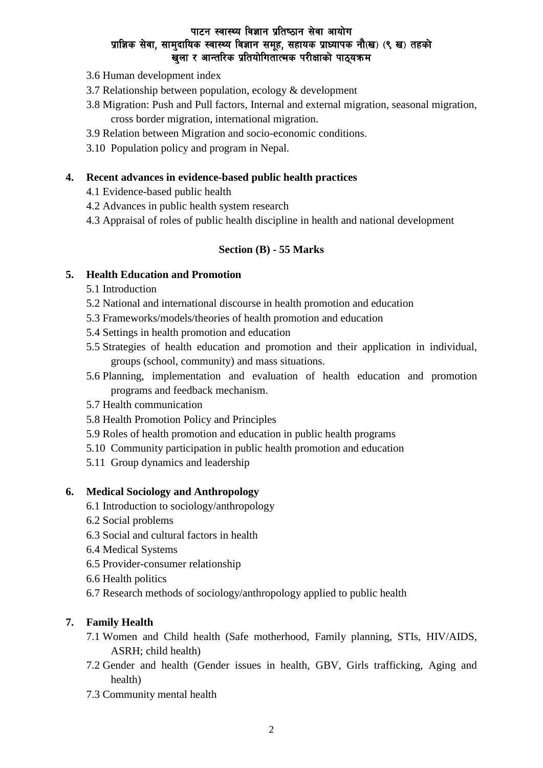3.6 Human development index

3.7 Relationship between population, ecology & development

3.8 Migration: Push and Pull factors, Internal and external migration, seasonal migration, cross border migration, international migration.

3.9 Relation between Migration and socio-economic conditions.

3.10 Population policy and program in Nepal.

**4. Recent advances in evidence-based public health practices**

4.1 Evidence-based public health

4.2 Advances in public health system research

4.3 Appraisal of roles of public health discipline in health and national development

## Section (B) - 55 Marks

**5. Health Education and Promotion**

5.1 Introduction

5.2 National and international discourse in health promotion and education

5.3 Frameworks/models/theories of health promotion and education

5.4 Settings in health promotion and education

5.5 Strategies of health education and promotion and their application in individual, groups (school, community) and mass situations.

5.6 Planning, implementation and evaluation of health education and promotion programs and feedback mechanism.

5.7 Health communication

5.8 Health Promotion Policy and Principles

5.9 Roles of health promotion and education in public health programs

5.10 Community participation in public health promotion and education

5.11 Group dynamics and leadership

**6. Medical Sociology and Anthropology**

6.1 Introduction to sociology/anthropology

6.2 Social problems

6.3 Social and cultural factors in health

6.4 Medical Systems

6.5 Provider-consumer relationship

6.6 Health politics

6.7 Research methods of sociology/anthropology applied to public health

**7. Family Health**

7.1 Women and Child health (Safe motherhood, Family planning, STIs, HIV/AIDS, ASRH; child health)

7.2 Gender and health (Gender issues in health, GBV, Girls trafficking, Aging and health)

7.3 Community mental health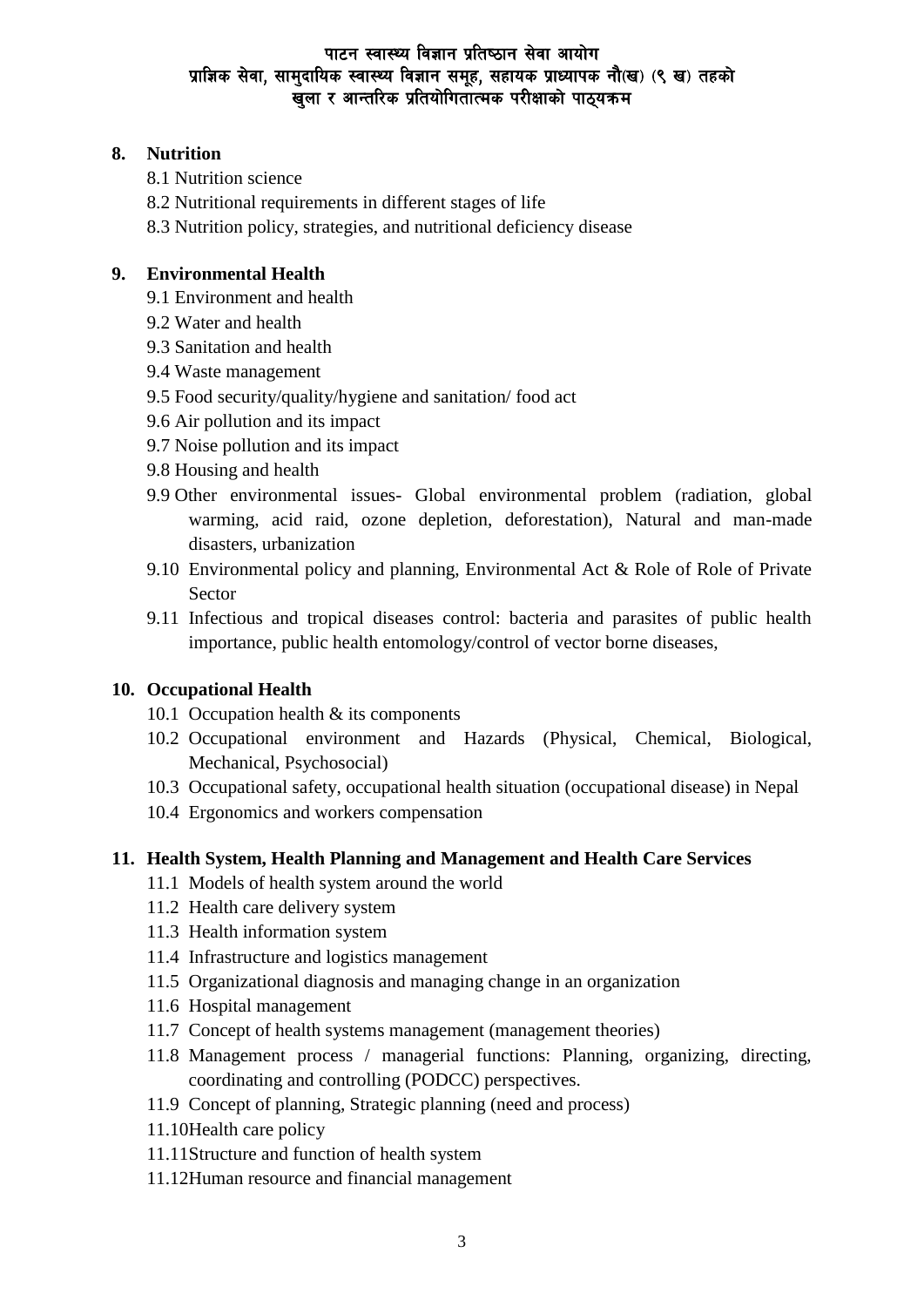## 8. Nutrition

8.1 Nutrition science

8.2 Nutritional requirements in different stages of life

8.3 Nutrition policy, strategies, and nutritional deficiency disease

## 9. Environmental Health

9.1 Environment and health

9.2 Water and health

9.3 Sanitation and health

9.4 Waste management

9.5 Food security/quality/hygiene and sanitation/ food act

9.6 Air pollution and its impact

9.7 Noise pollution and its impact

9.8 Housing and health

9.9 Other environmental issues- Global environmental problem (radiation, global warming, acid raid, ozone depletion, deforestation), Natural and man-made disasters, urbanization

9.10 Environmental policy and planning, Environmental Act & Role of Role of Private Sector

9.11 Infectious and tropical diseases control: bacteria and parasites of public health importance, public health entomology/control of vector borne diseases,

## 10. Occupational Health

10.1 Occupation health & its components

10.2 Occupational environment and Hazards (Physical, Chemical, Biological, Mechanical, Psychosocial)

10.3 Occupational safety, occupational health situation (occupational disease) in Nepal

10.4 Ergonomics and workers compensation

## 11. Health System, Health Planning and Management and Health Care Services

11.1 Models of health system around the world

11.2 Health care delivery system

11.3 Health information system

11.4 Infrastructure and logistics management

11.5 Organizational diagnosis and managing change in an organization

11.6 Hospital management

11.7 Concept of health systems management (management theories)

11.8 Management process / managerial functions: Planning, organizing, directing, coordinating and controlling (PODCC) perspectives.

11.9 Concept of planning, Strategic planning (need and process)

11.10 Health care policy

11.11 Structure and function of health system

11.12 Human resource and financial management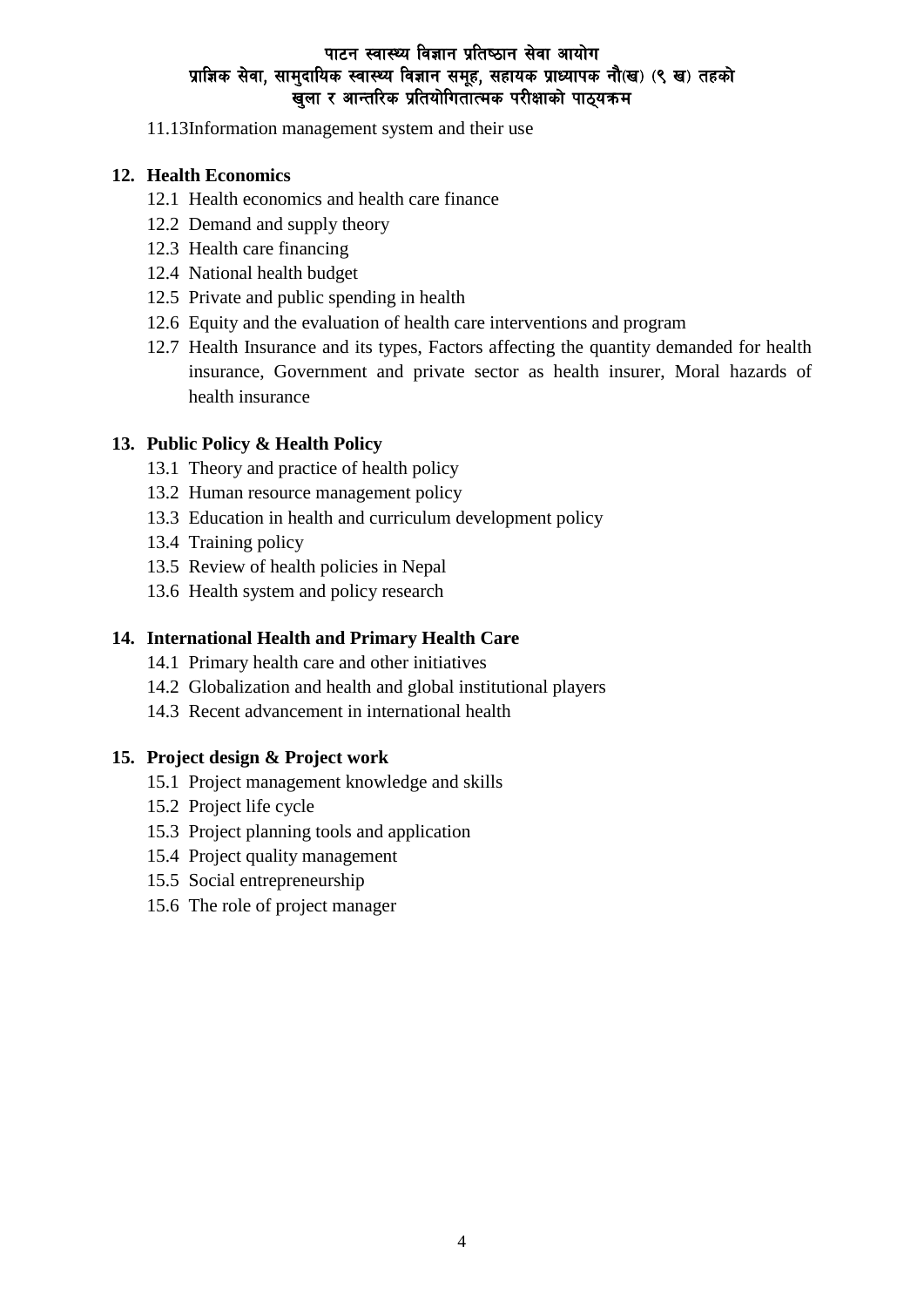11.13 Information management system and their use

**12. Health Economics**

- 12.1 Health economics and health care finance
- 12.2 Demand and supply theory
- 12.3 Health care financing
- 12.4 National health budget
- 12.5 Private and public spending in health
- 12.6 Equity and the evaluation of health care interventions and program
- 12.7 Health Insurance and its types, Factors affecting the quantity demanded for health insurance, Government and private sector as health insurer, Moral hazards of health insurance

**13. Public Policy & Health Policy**

- 13.1 Theory and practice of health policy
- 13.2 Human resource management policy
- 13.3 Education in health and curriculum development policy
- 13.4 Training policy
- 13.5 Review of health policies in Nepal
- 13.6 Health system and policy research

**14. International Health and Primary Health Care**

- 14.1 Primary health care and other initiatives
- 14.2 Globalization and health and global institutional players
- 14.3 Recent advancement in international health

**15. Project design & Project work**

- 15.1 Project management knowledge and skills
- 15.2 Project life cycle
- 15.3 Project planning tools and application
- 15.4 Project quality management
- 15.5 Social entrepreneurship
- 15.6 The role of project manager